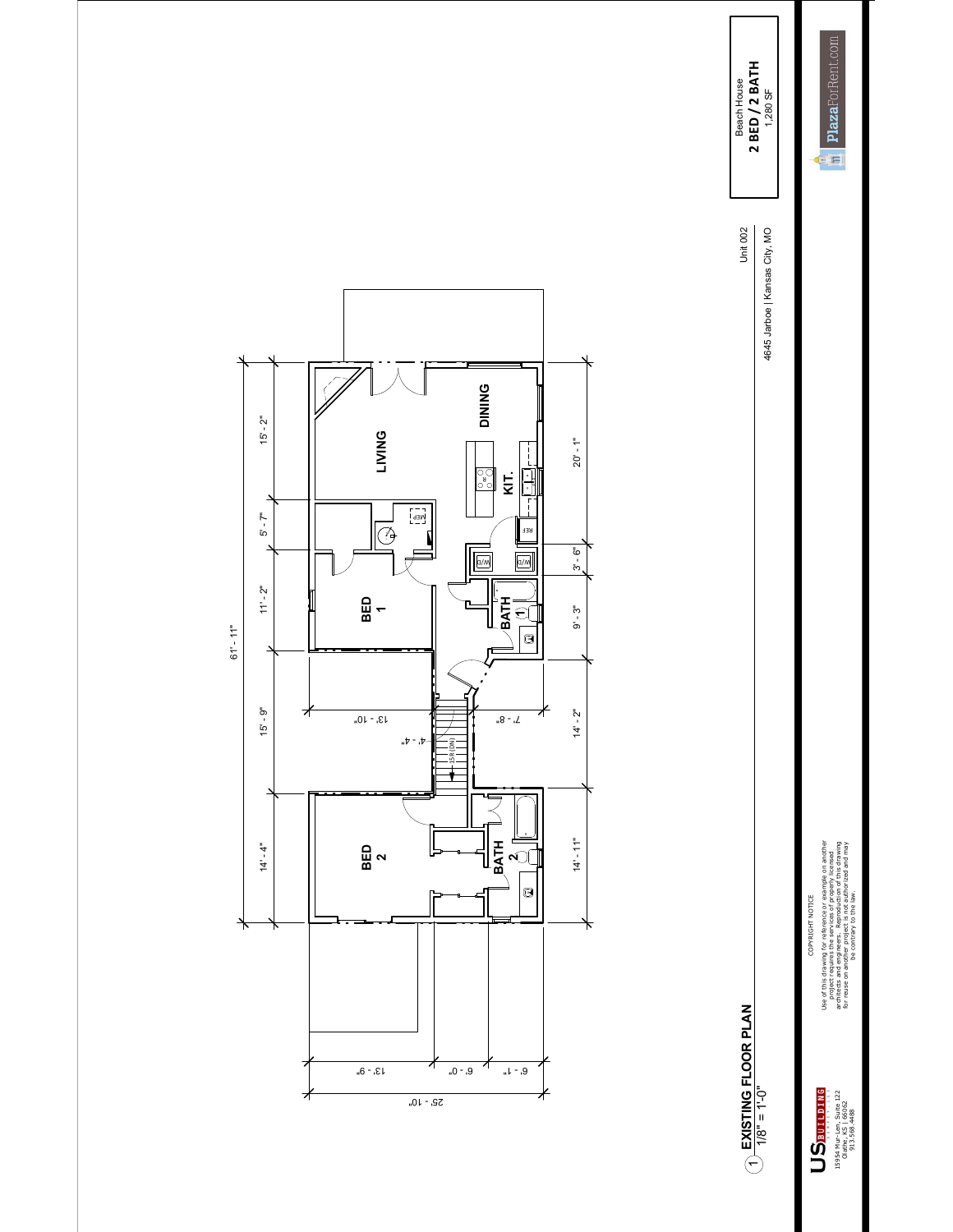Beach House
**2 BED / 2 BATH**
1,280 SF

Unit 002
4645 Jarboe | Kansas City, MO

PlazaForRent.com

LIVING

DINING

KIT.

MEP

REF

W/D

W/D

BED 1

BATH 1

BED 2

BATH 2

15R (DN)

61' - 11"

15' - 2"

5' - 7"

11' - 2"

15' - 9"

14' - 4"

20' - 1"

3' - 6"

9' - 3"

14' - 2"

14' - 11"

13' - 10"

4' - 4"

7' - 8"

13' - 9"

6' - 0"

6' - 1"

25' - 10"

## 1 EXISTING FLOOR PLAN
1/8" = 1'-0"

COPYRIGHT NOTICE

Use of this drawing for reference or example on another project requires the services of properly licensed architects and engineers. Reproduction of this drawing for reuse on another project is not authorized and may be contrary to the law.

US BUILDING

15954 Mur-Len, Suite 122
Olathe, KS | 66062
913.568.4488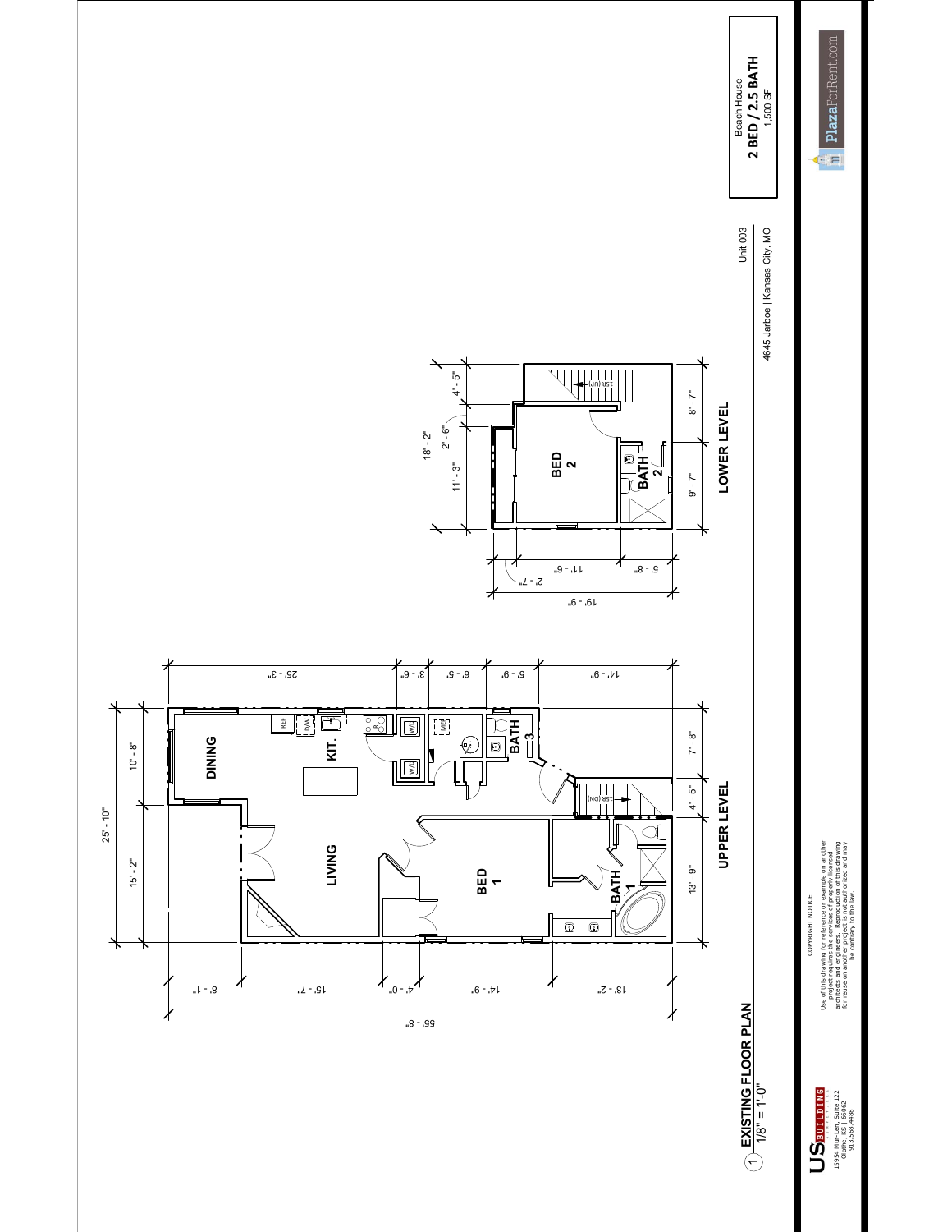# EXISTING FLOOR PLAN

1/8" = 1'-0"

## UPPER LEVEL

DINING

KIT.

LIVING

BED 1

BATH 1

BATH 3

REF

D/W

W/D

W/H

MEP

1SR (DN)

25' - 10"

15' - 2"

10' - 8"

7' - 8"

4' - 5"

13' - 9"

25' - 3"

3' - 6"

6' - 5"

5' - 9"

14' - 9"

8' - 1"

15' - 7"

4' - 0"

14' - 9"

13' - 2"

55' - 8"

## LOWER LEVEL

BED 2

BATH 2

1SR (UP)

18' - 2"

4' - 5"

2' - 6"

11' - 3"

8' - 7"

9' - 7"

11' - 6"

2' - 7"

5' - 8"

19' - 9"

Unit 003

4645 Jarboe | Kansas City, MO

Beach House

**2 BED / 2.5 BATH**

1,500 SF

COPYRIGHT NOTICE

Use of this drawing for reference or example on another project requires the services of properly licensed architects and engineers. Reproduction of this drawing for reuse on another project is not authorized and may be contrary to the law.

US BUILDING

15954 Mur-Len, Suite 122
Olathe, KS | 66062
913.568.4488

PlazaForRent.com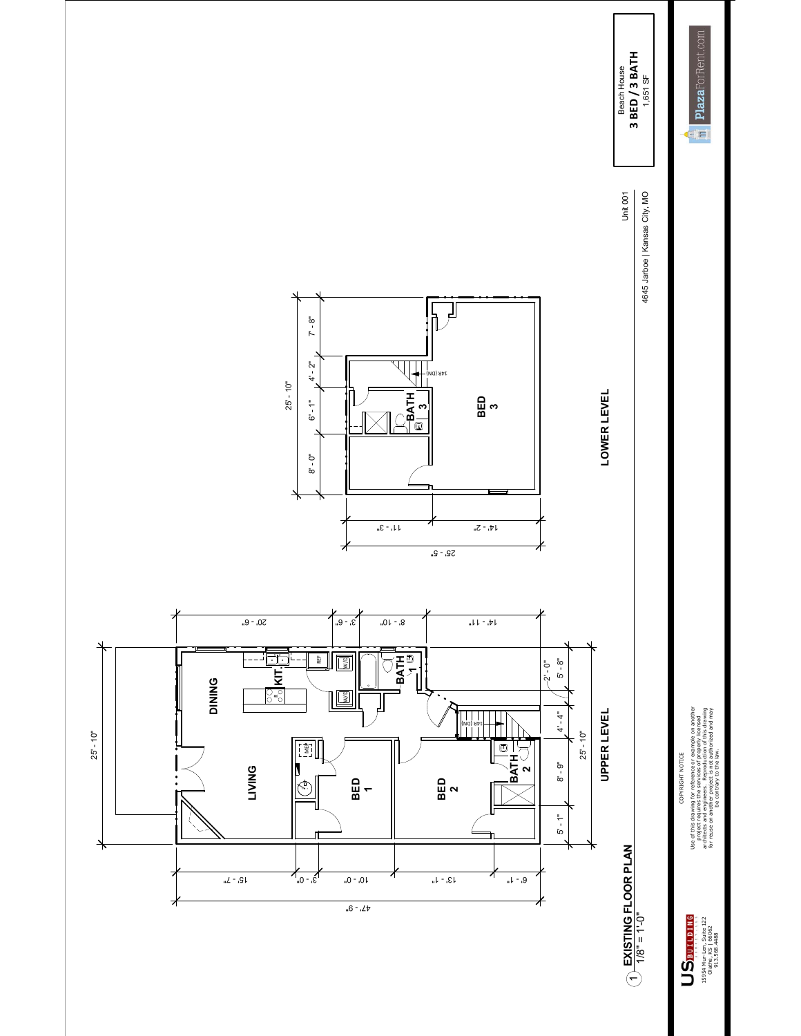## EXISTING FLOOR PLAN

1 — 1/8" = 1'-0"

### UPPER LEVEL

LIVING

DINING

KIT.

BED 1

BED 2

BATH 1

BATH 2

REF

W/D

W/D

MEP

14R (DN)

25' - 10"

47' - 9"

15' - 7"

3' - 0"

10' - 0"

13' - 1"

6' - 1"

20' - 6"

3' - 6"

8' - 10"

14' - 11"

2' - 0"

5' - 8"

4' - 4"

8' - 9"

5' - 1"

25' - 10"

### LOWER LEVEL

BED 3

BATH 3

14R (DN)

25' - 10"

7' - 8"

4' - 2"

6' - 1"

8' - 0"

11' - 3"

14' - 2"

25' - 5"

Unit 001

4645 Jarboe | Kansas City, MO

Beach House
**3 BED / 3 BATH**
1,651 SF

COPYRIGHT NOTICE

Use of this drawing for reference or example on another project requires the services of properly licensed architects and engineers. Reproduction of this drawing for reuse on another project is not authorized and may be contrary to the law.

US BUILDING

15954 Mur-Len, Suite 122
Olathe, KS | 66062
913.568.4488

PlazaForRent.com